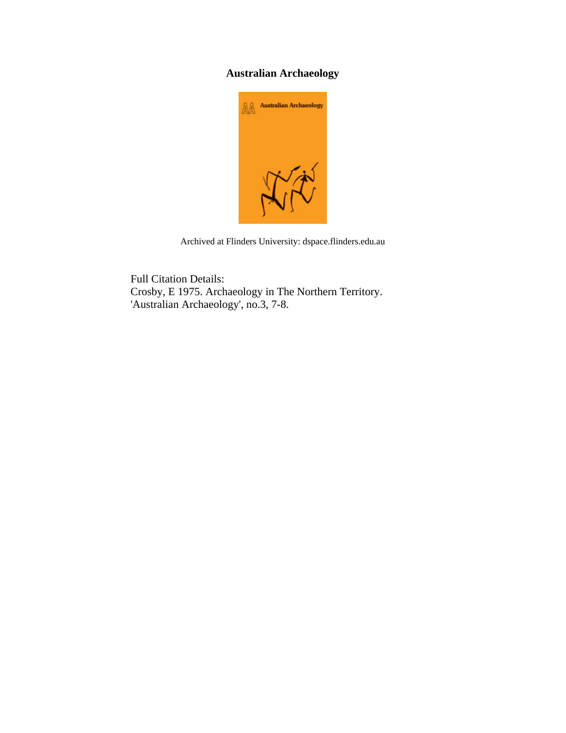# Australian Archaeology

Archived at Flinders University: dspace.flinders.edu.au

Full Citation Details:
Crosby, E 1975. Archaeology in The Northern Territory. 'Australian Archaeology', no.3, 7-8.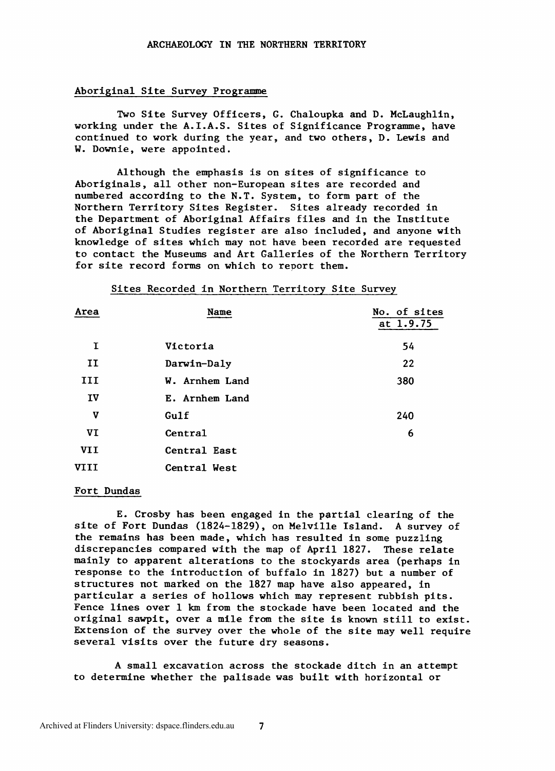## Aboriginal Site Survey Programme

Two Site Survey Officers, G. Chaloupka and D. McLaughlin, working under the A.I.A.S. Sites of Significance Programme, have continued to work during the year, and two others, D. Lewis and W. Downie, were appointed.

Although the emphasis is on sites of significance to Aboriginals, all other non-European sites are recorded and numbered according to the N.T. System, to form part of the Northern Territory Sites Register. Sites already recorded in the Department of Aboriginal Affairs files and in the Institute of Aboriginal Studies register are also included, and anyone with knowledge of sites which may not have been recorded are requested to contact the Museums and Art Galleries of the Northern Territory for site record forms on which to report them.

Sites Recorded in Northern Territory Site Survey

| Area | Name | No. of sites at 1.9.75 |
|---|---|---|
| I | Victoria | 54 |
| II | Darwin-Daly | 22 |
| III | W. Arnhem Land | 380 |
| IV | E. Arnhem Land | |
| V | Gulf | 240 |
| VI | Central | 6 |
| VII | Central East | |
| VIII | Central West | |

## Fort Dundas

E. Crosby has been engaged in the partial clearing of the site of Fort Dundas (1824-1829), on Melville Island. A survey of the remains has been made, which has resulted in some puzzling discrepancies compared with the map of April 1827. These relate mainly to apparent alterations to the stockyards area (perhaps in response to the introduction of buffalo in 1827) but a number of structures not marked on the 1827 map have also appeared, in particular a series of hollows which may represent rubbish pits. Fence lines over 1 km from the stockade have been located and the original sawpit, over a mile from the site is known still to exist. Extension of the survey over the whole of the site may well require several visits over the future dry seasons.

A small excavation across the stockade ditch in an attempt to determine whether the palisade was built with horizontal or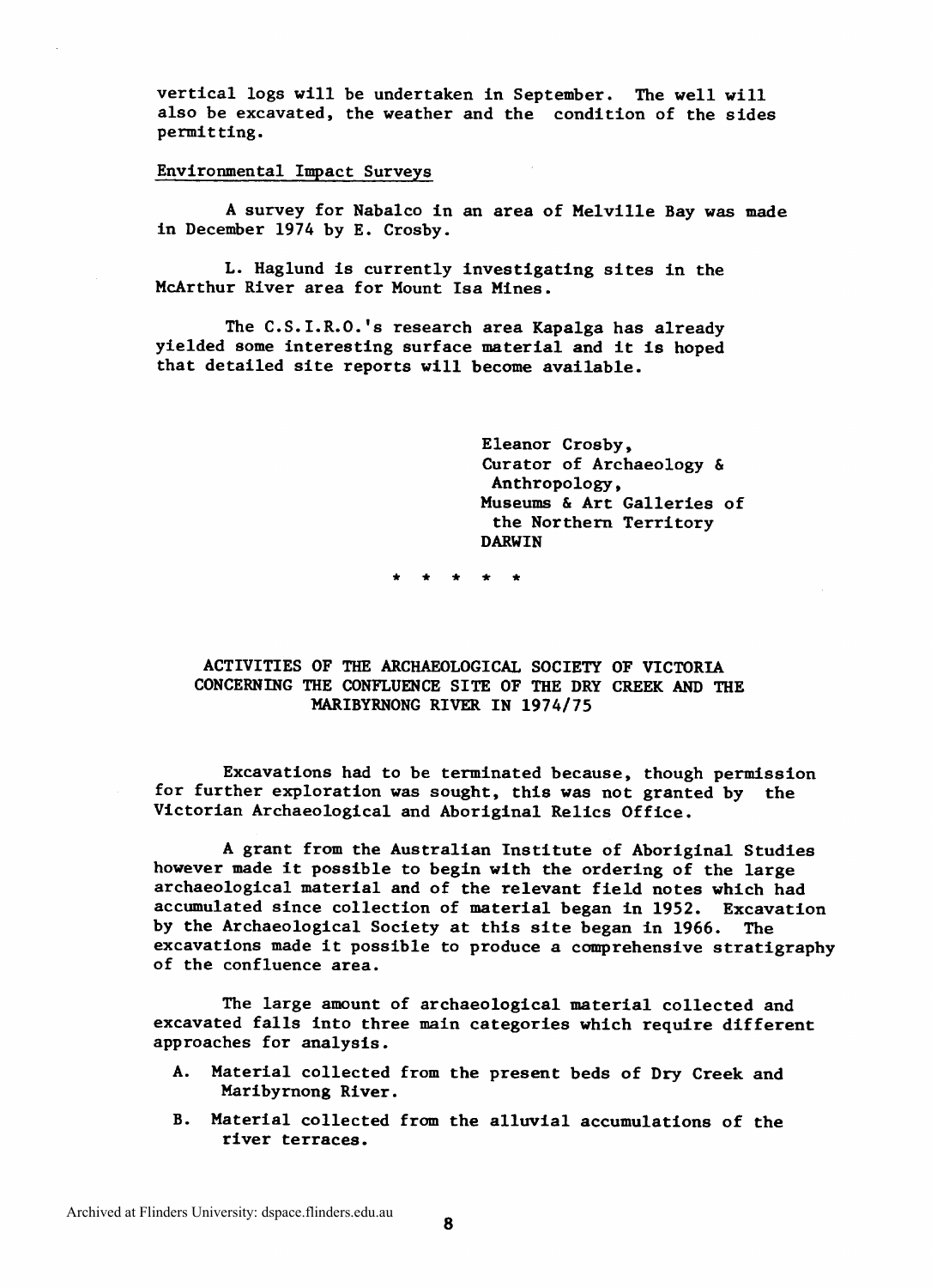vertical logs will be undertaken in September. The well will also be excavated, the weather and the condition of the sides permitting.

Environmental Impact Surveys

A survey for Nabalco in an area of Melville Bay was made in December 1974 by E. Crosby.

L. Haglund is currently investigating sites in the McArthur River area for Mount Isa Mines.

The C.S.I.R.O.'s research area Kapalga has already yielded some interesting surface material and it is hoped that detailed site reports will become available.

Eleanor Crosby,
Curator of Archaeology & Anthropology,
Museums & Art Galleries of the Northern Territory
DARWIN

\* \* \* \* \*

## ACTIVITIES OF THE ARCHAEOLOGICAL SOCIETY OF VICTORIA CONCERNING THE CONFLUENCE SITE OF THE DRY CREEK AND THE MARIBYRNONG RIVER IN 1974/75

Excavations had to be terminated because, though permission for further exploration was sought, this was not granted by the Victorian Archaeological and Aboriginal Relics Office.

A grant from the Australian Institute of Aboriginal Studies however made it possible to begin with the ordering of the large archaeological material and of the relevant field notes which had accumulated since collection of material began in 1952. Excavation by the Archaeological Society at this site began in 1966. The excavations made it possible to produce a comprehensive stratigraphy of the confluence area.

The large amount of archaeological material collected and excavated falls into three main categories which require different approaches for analysis.

A. Material collected from the present beds of Dry Creek and Maribyrnong River.

B. Material collected from the alluvial accumulations of the river terraces.